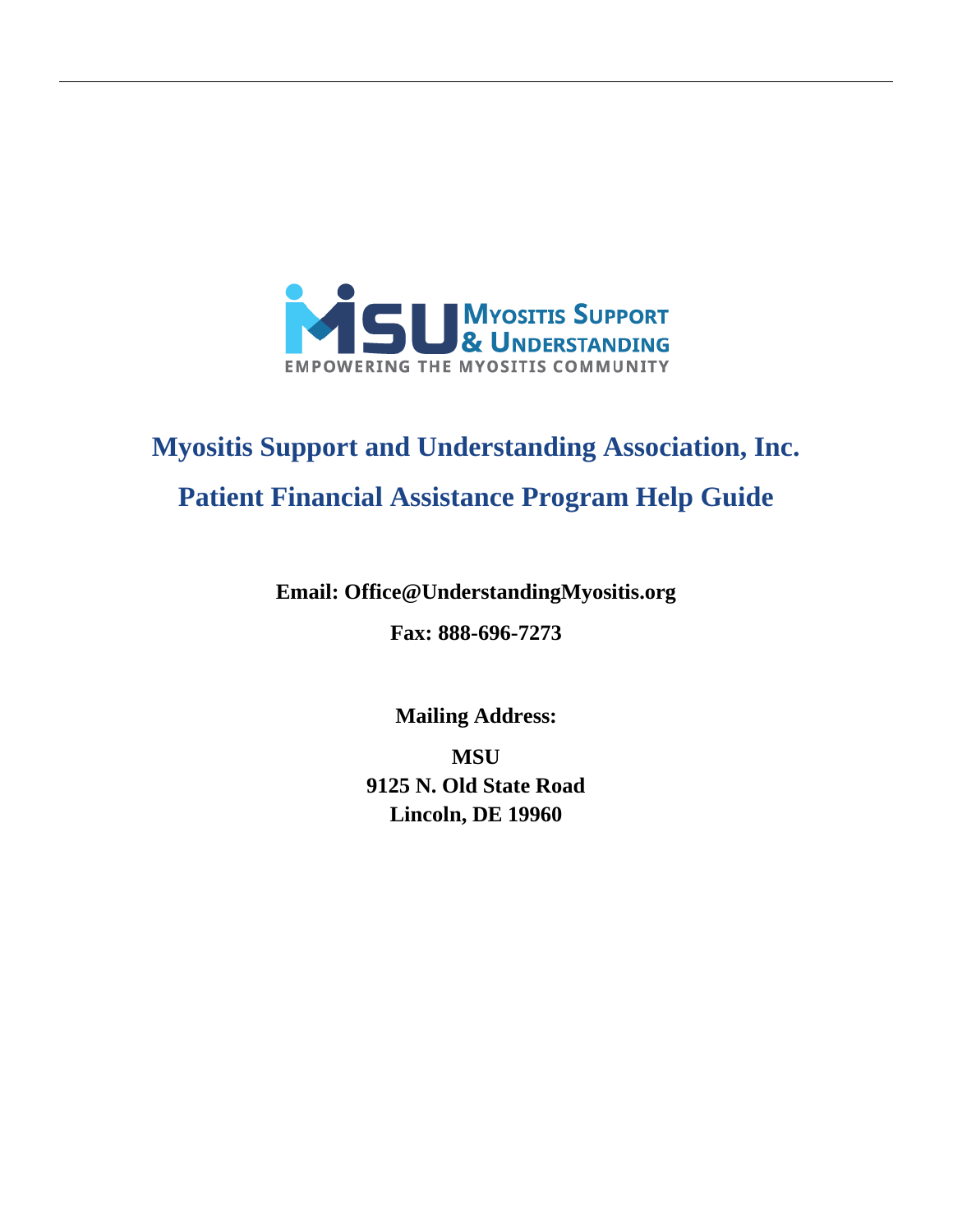# Myositis Support and Understanding Association, Inc.

# Patient Financial Assistance Program Help Guide

**Email: Office@UnderstandingMyositis.org**

**Fax: 888-696-7273**

**Mailing Address:**

**MSU**
**9125 N. Old State Road**
**Lincoln, DE 19960**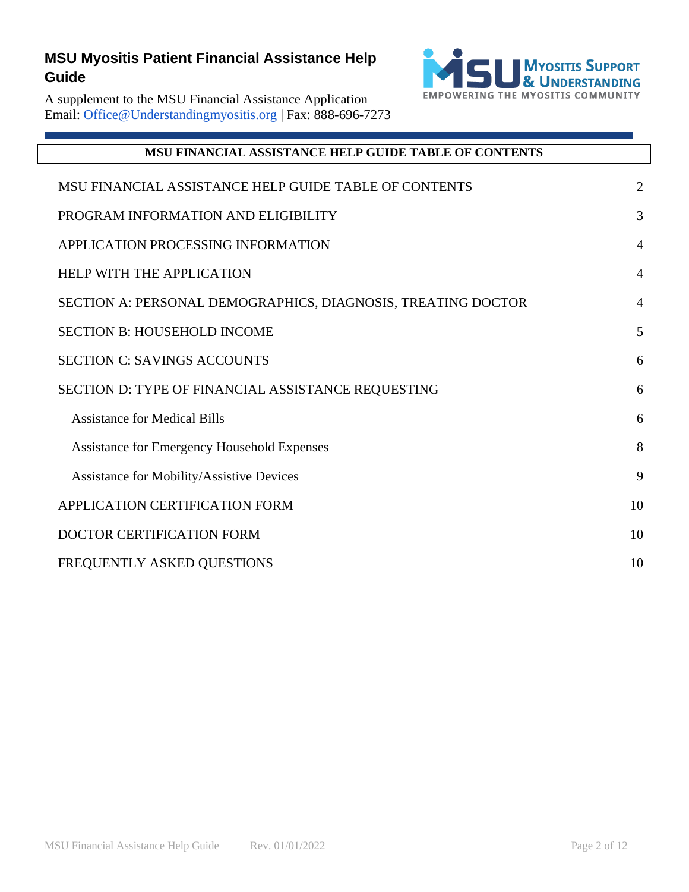# MSU Myositis Patient Financial Assistance Help Guide

A supplement to the MSU Financial Assistance Application
Email: Office@Understandingmyositis.org | Fax: 888-696-7273

## MSU FINANCIAL ASSISTANCE HELP GUIDE TABLE OF CONTENTS

| | |
|---|---|
| MSU FINANCIAL ASSISTANCE HELP GUIDE TABLE OF CONTENTS | 2 |
| PROGRAM INFORMATION AND ELIGIBILITY | 3 |
| APPLICATION PROCESSING INFORMATION | 4 |
| HELP WITH THE APPLICATION | 4 |
| SECTION A: PERSONAL DEMOGRAPHICS, DIAGNOSIS, TREATING DOCTOR | 4 |
| SECTION B: HOUSEHOLD INCOME | 5 |
| SECTION C: SAVINGS ACCOUNTS | 6 |
| SECTION D: TYPE OF FINANCIAL ASSISTANCE REQUESTING | 6 |
| Assistance for Medical Bills | 6 |
| Assistance for Emergency Household Expenses | 8 |
| Assistance for Mobility/Assistive Devices | 9 |
| APPLICATION CERTIFICATION FORM | 10 |
| DOCTOR CERTIFICATION FORM | 10 |
| FREQUENTLY ASKED QUESTIONS | 10 |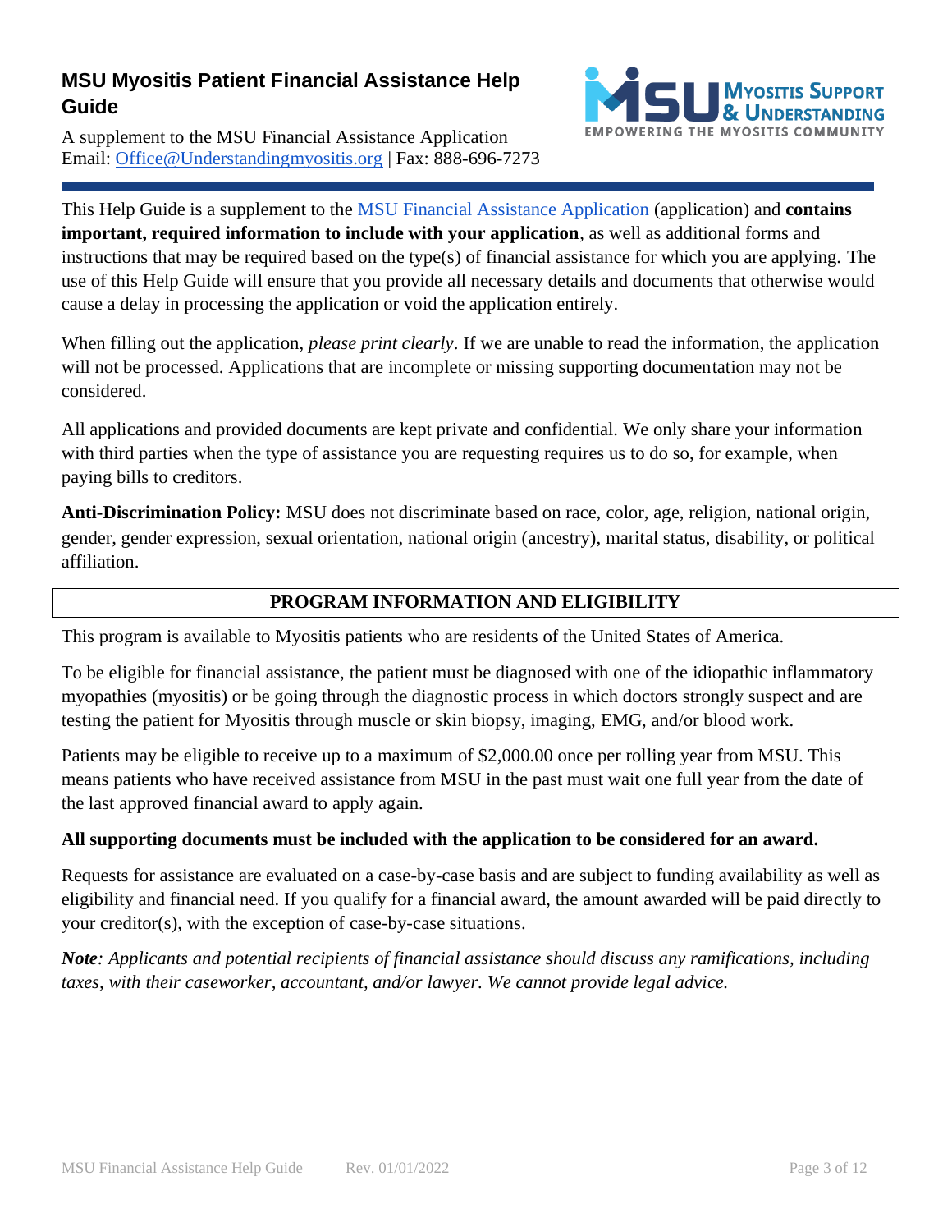# MSU Myositis Patient Financial Assistance Help Guide

A supplement to the MSU Financial Assistance Application
Email: Office@Understandingmyositis.org | Fax: 888-696-7273

This Help Guide is a supplement to the MSU Financial Assistance Application (application) and **contains important, required information to include with your application**, as well as additional forms and instructions that may be required based on the type(s) of financial assistance for which you are applying. The use of this Help Guide will ensure that you provide all necessary details and documents that otherwise would cause a delay in processing the application or void the application entirely.

When filling out the application, *please print clearly*. If we are unable to read the information, the application will not be processed. Applications that are incomplete or missing supporting documentation may not be considered.

All applications and provided documents are kept private and confidential. We only share your information with third parties when the type of assistance you are requesting requires us to do so, for example, when paying bills to creditors.

**Anti-Discrimination Policy:** MSU does not discriminate based on race, color, age, religion, national origin, gender, gender expression, sexual orientation, national origin (ancestry), marital status, disability, or political affiliation.

## PROGRAM INFORMATION AND ELIGIBILITY

This program is available to Myositis patients who are residents of the United States of America.

To be eligible for financial assistance, the patient must be diagnosed with one of the idiopathic inflammatory myopathies (myositis) or be going through the diagnostic process in which doctors strongly suspect and are testing the patient for Myositis through muscle or skin biopsy, imaging, EMG, and/or blood work.

Patients may be eligible to receive up to a maximum of $2,000.00 once per rolling year from MSU. This means patients who have received assistance from MSU in the past must wait one full year from the date of the last approved financial award to apply again.

**All supporting documents must be included with the application to be considered for an award.**

Requests for assistance are evaluated on a case-by-case basis and are subject to funding availability as well as eligibility and financial need. If you qualify for a financial award, the amount awarded will be paid directly to your creditor(s), with the exception of case-by-case situations.

***Note**: Applicants and potential recipients of financial assistance should discuss any ramifications, including taxes, with their caseworker, accountant, and/or lawyer. We cannot provide legal advice.*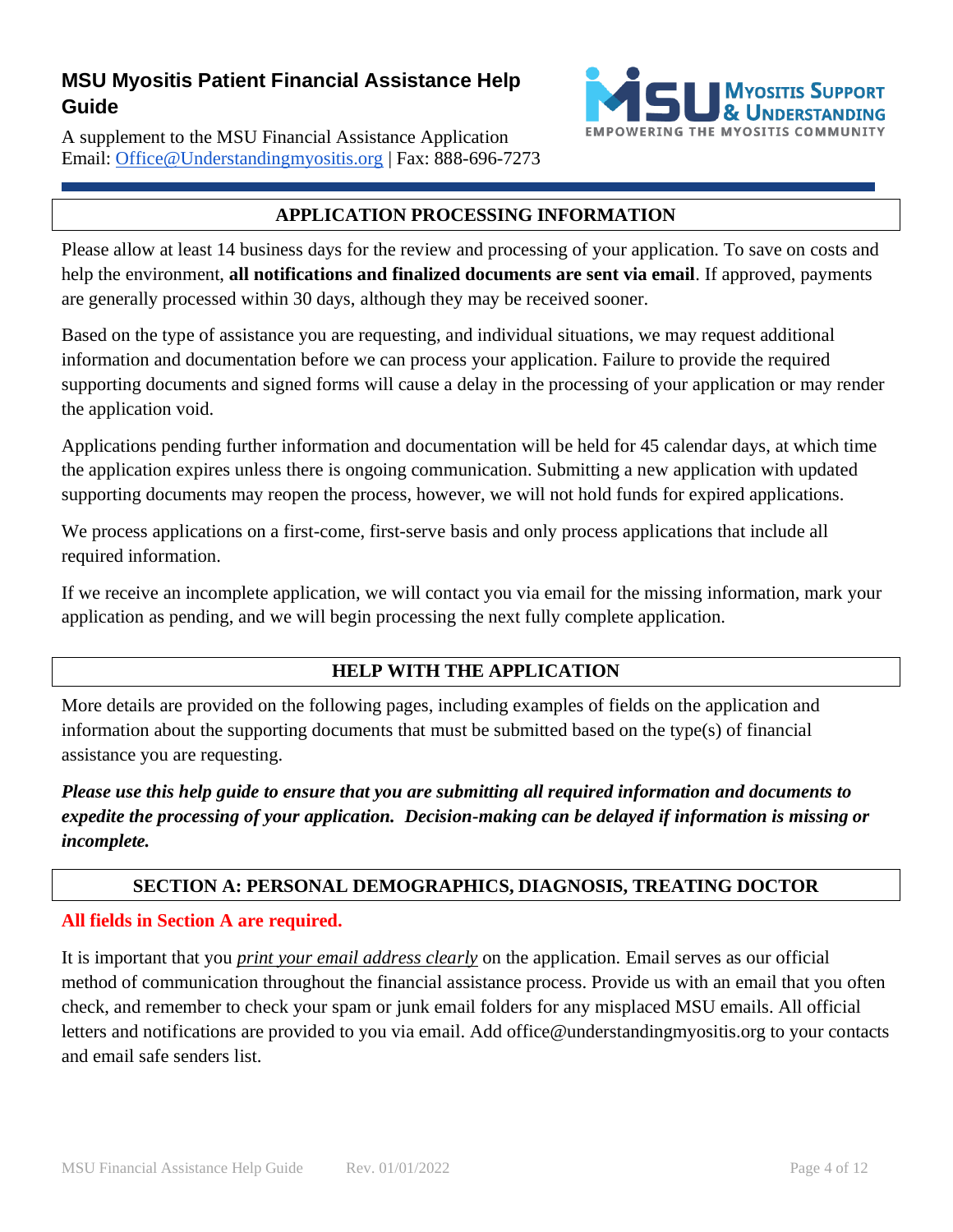# MSU Myositis Patient Financial Assistance Help Guide

A supplement to the MSU Financial Assistance Application
Email: Office@Understandingmyositis.org | Fax: 888-696-7273

## APPLICATION PROCESSING INFORMATION

Please allow at least 14 business days for the review and processing of your application. To save on costs and help the environment, **all notifications and finalized documents are sent via email**. If approved, payments are generally processed within 30 days, although they may be received sooner.

Based on the type of assistance you are requesting, and individual situations, we may request additional information and documentation before we can process your application. Failure to provide the required supporting documents and signed forms will cause a delay in the processing of your application or may render the application void.

Applications pending further information and documentation will be held for 45 calendar days, at which time the application expires unless there is ongoing communication. Submitting a new application with updated supporting documents may reopen the process, however, we will not hold funds for expired applications.

We process applications on a first-come, first-serve basis and only process applications that include all required information.

If we receive an incomplete application, we will contact you via email for the missing information, mark your application as pending, and we will begin processing the next fully complete application.

## HELP WITH THE APPLICATION

More details are provided on the following pages, including examples of fields on the application and information about the supporting documents that must be submitted based on the type(s) of financial assistance you are requesting.

***Please use this help guide to ensure that you are submitting all required information and documents to expedite the processing of your application. Decision-making can be delayed if information is missing or incomplete.***

## SECTION A: PERSONAL DEMOGRAPHICS, DIAGNOSIS, TREATING DOCTOR

**All fields in Section A are required.**

It is important that you *print your email address clearly* on the application. Email serves as our official method of communication throughout the financial assistance process. Provide us with an email that you often check, and remember to check your spam or junk email folders for any misplaced MSU emails. All official letters and notifications are provided to you via email. Add office@understandingmyositis.org to your contacts and email safe senders list.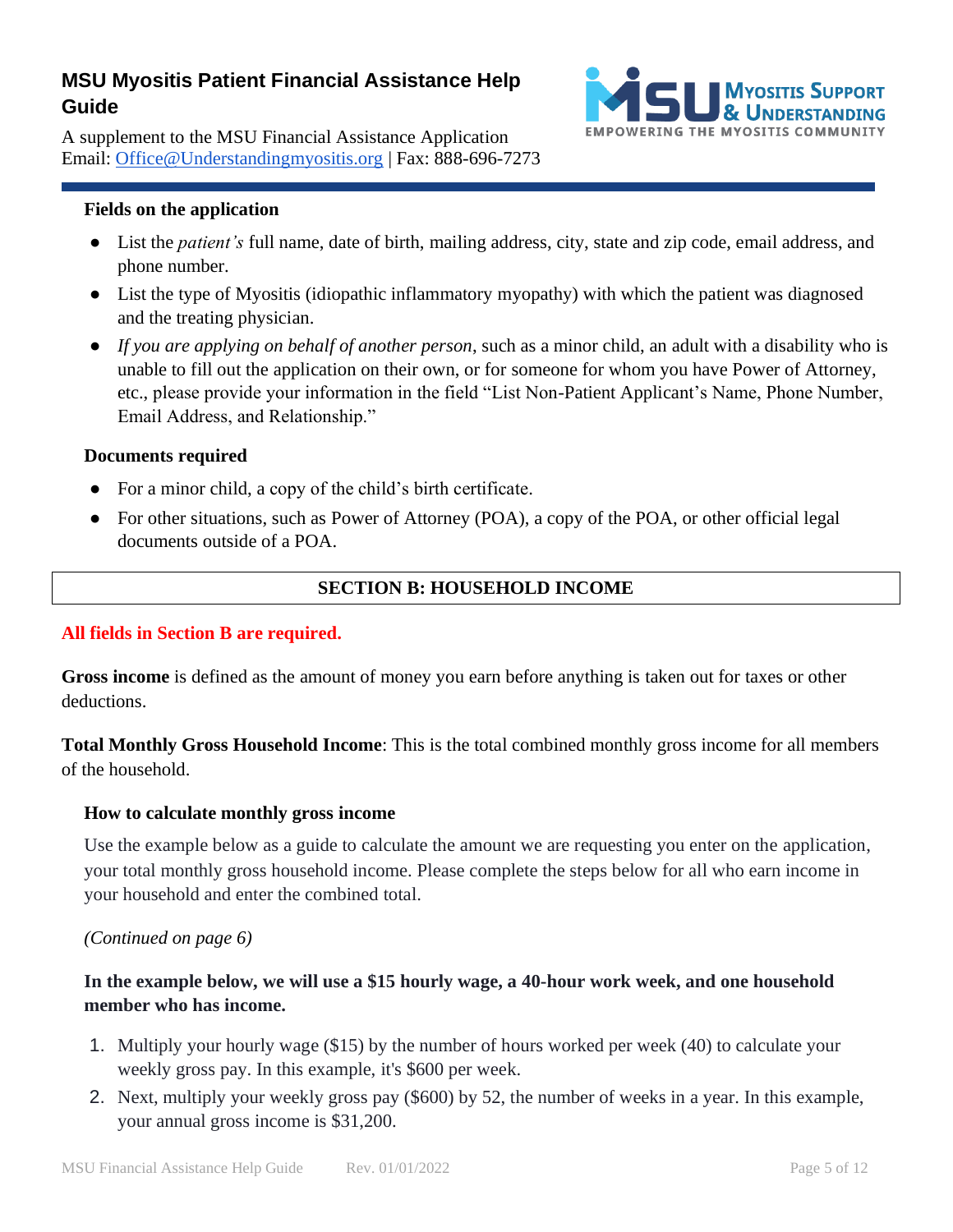# MSU Myositis Patient Financial Assistance Help Guide

A supplement to the MSU Financial Assistance Application
Email: Office@Understandingmyositis.org | Fax: 888-696-7273

### Fields on the application

- List the *patient's* full name, date of birth, mailing address, city, state and zip code, email address, and phone number.
- List the type of Myositis (idiopathic inflammatory myopathy) with which the patient was diagnosed and the treating physician.
- *If you are applying on behalf of another person*, such as a minor child, an adult with a disability who is unable to fill out the application on their own, or for someone for whom you have Power of Attorney, etc., please provide your information in the field "List Non-Patient Applicant's Name, Phone Number, Email Address, and Relationship."

### Documents required

- For a minor child, a copy of the child's birth certificate.
- For other situations, such as Power of Attorney (POA), a copy of the POA, or other official legal documents outside of a POA.

## SECTION B: HOUSEHOLD INCOME

**All fields in Section B are required.**

**Gross income** is defined as the amount of money you earn before anything is taken out for taxes or other deductions.

**Total Monthly Gross Household Income**: This is the total combined monthly gross income for all members of the household.

### How to calculate monthly gross income

Use the example below as a guide to calculate the amount we are requesting you enter on the application, your total monthly gross household income. Please complete the steps below for all who earn income in your household and enter the combined total.

*(Continued on page 6)*

**In the example below, we will use a $15 hourly wage, a 40-hour work week, and one household member who has income.**

1. Multiply your hourly wage ($15) by the number of hours worked per week (40) to calculate your weekly gross pay. In this example, it's $600 per week.
2. Next, multiply your weekly gross pay ($600) by 52, the number of weeks in a year. In this example, your annual gross income is $31,200.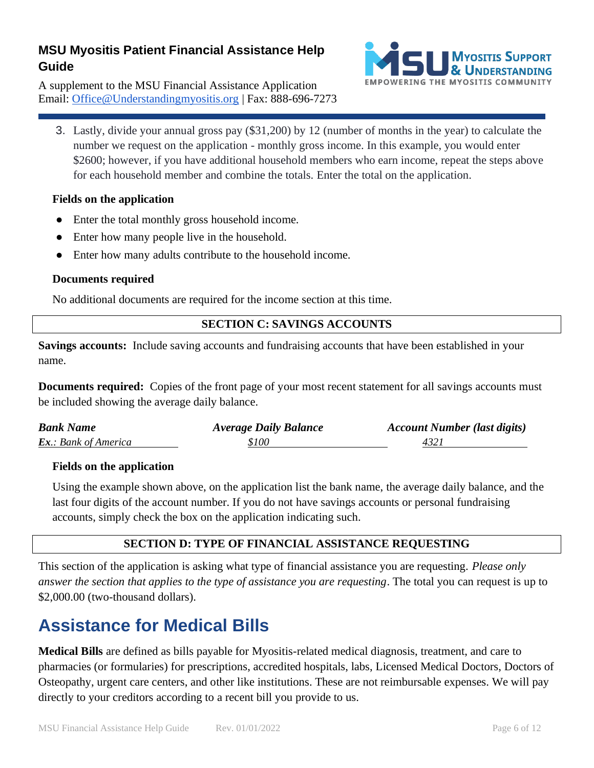3. Lastly, divide your annual gross pay ($31,200) by 12 (number of months in the year) to calculate the number we request on the application - monthly gross income. In this example, you would enter $2600; however, if you have additional household members who earn income, repeat the steps above for each household member and combine the totals. Enter the total on the application.

**Fields on the application**

- Enter the total monthly gross household income.
- Enter how many people live in the household.
- Enter how many adults contribute to the household income.

**Documents required**

No additional documents are required for the income section at this time.

## SECTION C: SAVINGS ACCOUNTS

**Savings accounts:** Include saving accounts and fundraising accounts that have been established in your name.

**Documents required:** Copies of the front page of your most recent statement for all savings accounts must be included showing the average daily balance.

| *Bank Name* | *Average Daily Balance* | *Account Number (last digits)* |
|---|---|---|
| ***Ex.**: Bank of America* | *$100* | *4321* |

**Fields on the application**

Using the example shown above, on the application list the bank name, the average daily balance, and the last four digits of the account number. If you do not have savings accounts or personal fundraising accounts, simply check the box on the application indicating such.

## SECTION D: TYPE OF FINANCIAL ASSISTANCE REQUESTING

This section of the application is asking what type of financial assistance you are requesting. *Please only answer the section that applies to the type of assistance you are requesting*. The total you can request is up to $2,000.00 (two-thousand dollars).

# Assistance for Medical Bills

**Medical Bills** are defined as bills payable for Myositis-related medical diagnosis, treatment, and care to pharmacies (or formularies) for prescriptions, accredited hospitals, labs, Licensed Medical Doctors, Doctors of Osteopathy, urgent care centers, and other like institutions. These are not reimbursable expenses. We will pay directly to your creditors according to a recent bill you provide to us.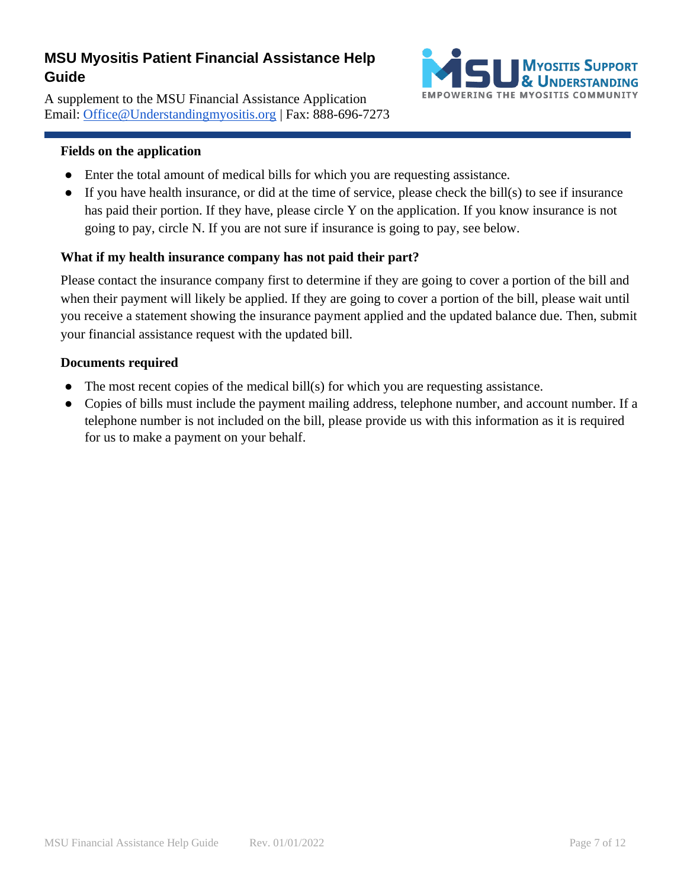# MSU Myositis Patient Financial Assistance Help Guide

A supplement to the MSU Financial Assistance Application
Email: [Office@Understandingmyositis.org](mailto:Office@Understandingmyositis.org) | Fax: 888-696-7273

**Fields on the application**

- Enter the total amount of medical bills for which you are requesting assistance.
- If you have health insurance, or did at the time of service, please check the bill(s) to see if insurance has paid their portion. If they have, please circle Y on the application. If you know insurance is not going to pay, circle N. If you are not sure if insurance is going to pay, see below.

**What if my health insurance company has not paid their part?**

Please contact the insurance company first to determine if they are going to cover a portion of the bill and when their payment will likely be applied. If they are going to cover a portion of the bill, please wait until you receive a statement showing the insurance payment applied and the updated balance due. Then, submit your financial assistance request with the updated bill.

**Documents required**

- The most recent copies of the medical bill(s) for which you are requesting assistance.
- Copies of bills must include the payment mailing address, telephone number, and account number. If a telephone number is not included on the bill, please provide us with this information as it is required for us to make a payment on your behalf.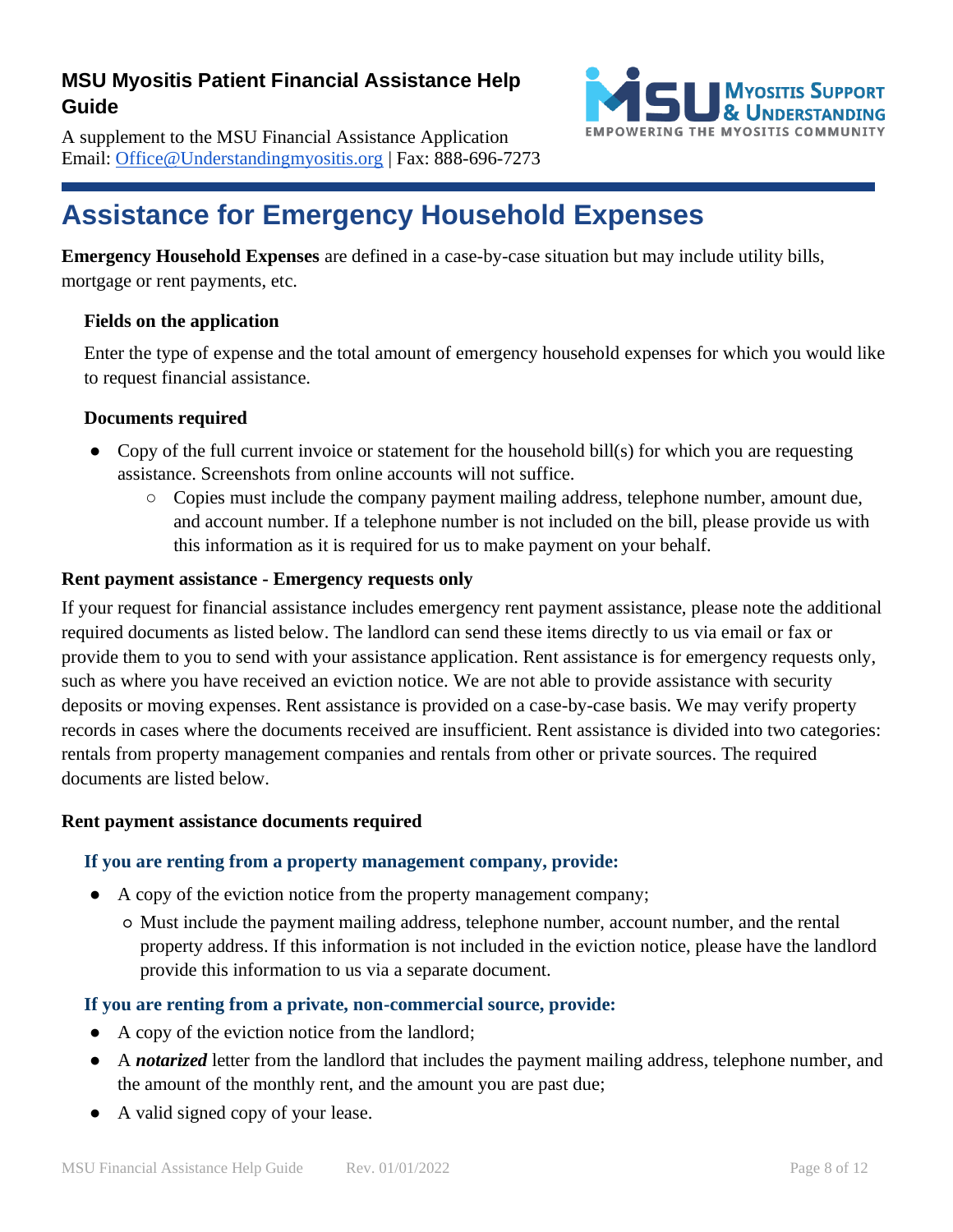## Assistance for Emergency Household Expenses

**Emergency Household Expenses** are defined in a case-by-case situation but may include utility bills, mortgage or rent payments, etc.

### Fields on the application

Enter the type of expense and the total amount of emergency household expenses for which you would like to request financial assistance.

### Documents required

- Copy of the full current invoice or statement for the household bill(s) for which you are requesting assistance. Screenshots from online accounts will not suffice.
  - Copies must include the company payment mailing address, telephone number, amount due, and account number. If a telephone number is not included on the bill, please provide us with this information as it is required for us to make payment on your behalf.

### Rent payment assistance - Emergency requests only

If your request for financial assistance includes emergency rent payment assistance, please note the additional required documents as listed below. The landlord can send these items directly to us via email or fax or provide them to you to send with your assistance application. Rent assistance is for emergency requests only, such as where you have received an eviction notice. We are not able to provide assistance with security deposits or moving expenses. Rent assistance is provided on a case-by-case basis. We may verify property records in cases where the documents received are insufficient. Rent assistance is divided into two categories: rentals from property management companies and rentals from other or private sources. The required documents are listed below.

### Rent payment assistance documents required

#### If you are renting from a property management company, provide:

- A copy of the eviction notice from the property management company;
  - Must include the payment mailing address, telephone number, account number, and the rental property address. If this information is not included in the eviction notice, please have the landlord provide this information to us via a separate document.

#### If you are renting from a private, non-commercial source, provide:

- A copy of the eviction notice from the landlord;
- A ***notarized*** letter from the landlord that includes the payment mailing address, telephone number, and the amount of the monthly rent, and the amount you are past due;
- A valid signed copy of your lease.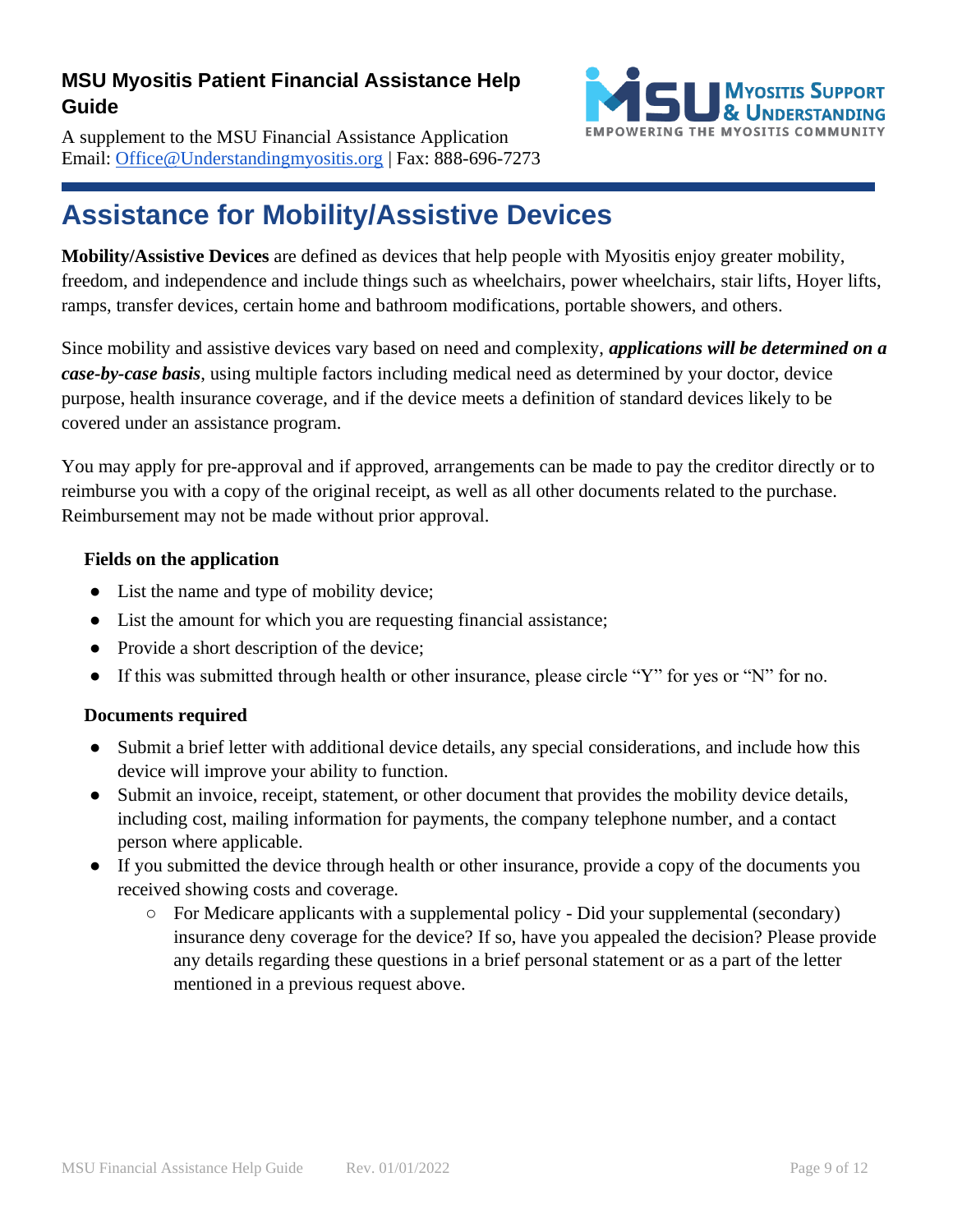**MSU Myositis Patient Financial Assistance Help Guide**

A supplement to the MSU Financial Assistance Application
Email: Office@Understandingmyositis.org | Fax: 888-696-7273

# Assistance for Mobility/Assistive Devices

**Mobility/Assistive Devices** are defined as devices that help people with Myositis enjoy greater mobility, freedom, and independence and include things such as wheelchairs, power wheelchairs, stair lifts, Hoyer lifts, ramps, transfer devices, certain home and bathroom modifications, portable showers, and others.

Since mobility and assistive devices vary based on need and complexity, ***applications will be determined on a case-by-case basis***, using multiple factors including medical need as determined by your doctor, device purpose, health insurance coverage, and if the device meets a definition of standard devices likely to be covered under an assistance program.

You may apply for pre-approval and if approved, arrangements can be made to pay the creditor directly or to reimburse you with a copy of the original receipt, as well as all other documents related to the purchase. Reimbursement may not be made without prior approval.

**Fields on the application**

- List the name and type of mobility device;
- List the amount for which you are requesting financial assistance;
- Provide a short description of the device;
- If this was submitted through health or other insurance, please circle "Y" for yes or "N" for no.

**Documents required**

- Submit a brief letter with additional device details, any special considerations, and include how this device will improve your ability to function.
- Submit an invoice, receipt, statement, or other document that provides the mobility device details, including cost, mailing information for payments, the company telephone number, and a contact person where applicable.
- If you submitted the device through health or other insurance, provide a copy of the documents you received showing costs and coverage.
  - For Medicare applicants with a supplemental policy - Did your supplemental (secondary) insurance deny coverage for the device? If so, have you appealed the decision? Please provide any details regarding these questions in a brief personal statement or as a part of the letter mentioned in a previous request above.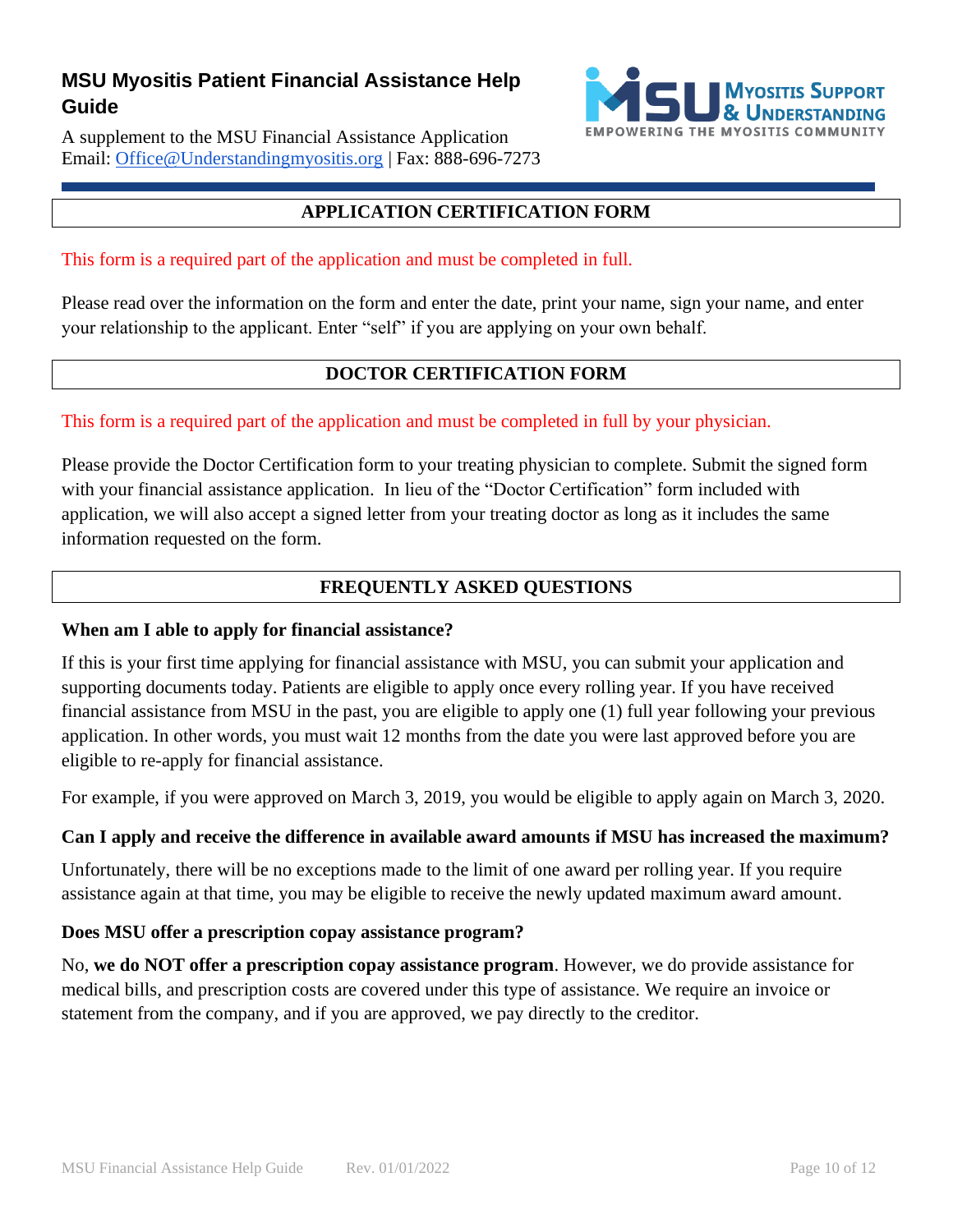# MSU Myositis Patient Financial Assistance Help Guide

A supplement to the MSU Financial Assistance Application
Email: Office@Understandingmyositis.org | Fax: 888-696-7273

## APPLICATION CERTIFICATION FORM

This form is a required part of the application and must be completed in full.

Please read over the information on the form and enter the date, print your name, sign your name, and enter your relationship to the applicant. Enter "self" if you are applying on your own behalf.

## DOCTOR CERTIFICATION FORM

This form is a required part of the application and must be completed in full by your physician.

Please provide the Doctor Certification form to your treating physician to complete. Submit the signed form with your financial assistance application. In lieu of the "Doctor Certification" form included with application, we will also accept a signed letter from your treating doctor as long as it includes the same information requested on the form.

## FREQUENTLY ASKED QUESTIONS

**When am I able to apply for financial assistance?**

If this is your first time applying for financial assistance with MSU, you can submit your application and supporting documents today. Patients are eligible to apply once every rolling year. If you have received financial assistance from MSU in the past, you are eligible to apply one (1) full year following your previous application. In other words, you must wait 12 months from the date you were last approved before you are eligible to re-apply for financial assistance.

For example, if you were approved on March 3, 2019, you would be eligible to apply again on March 3, 2020.

**Can I apply and receive the difference in available award amounts if MSU has increased the maximum?**

Unfortunately, there will be no exceptions made to the limit of one award per rolling year. If you require assistance again at that time, you may be eligible to receive the newly updated maximum award amount.

**Does MSU offer a prescription copay assistance program?**

No, **we do NOT offer a prescription copay assistance program**. However, we do provide assistance for medical bills, and prescription costs are covered under this type of assistance. We require an invoice or statement from the company, and if you are approved, we pay directly to the creditor.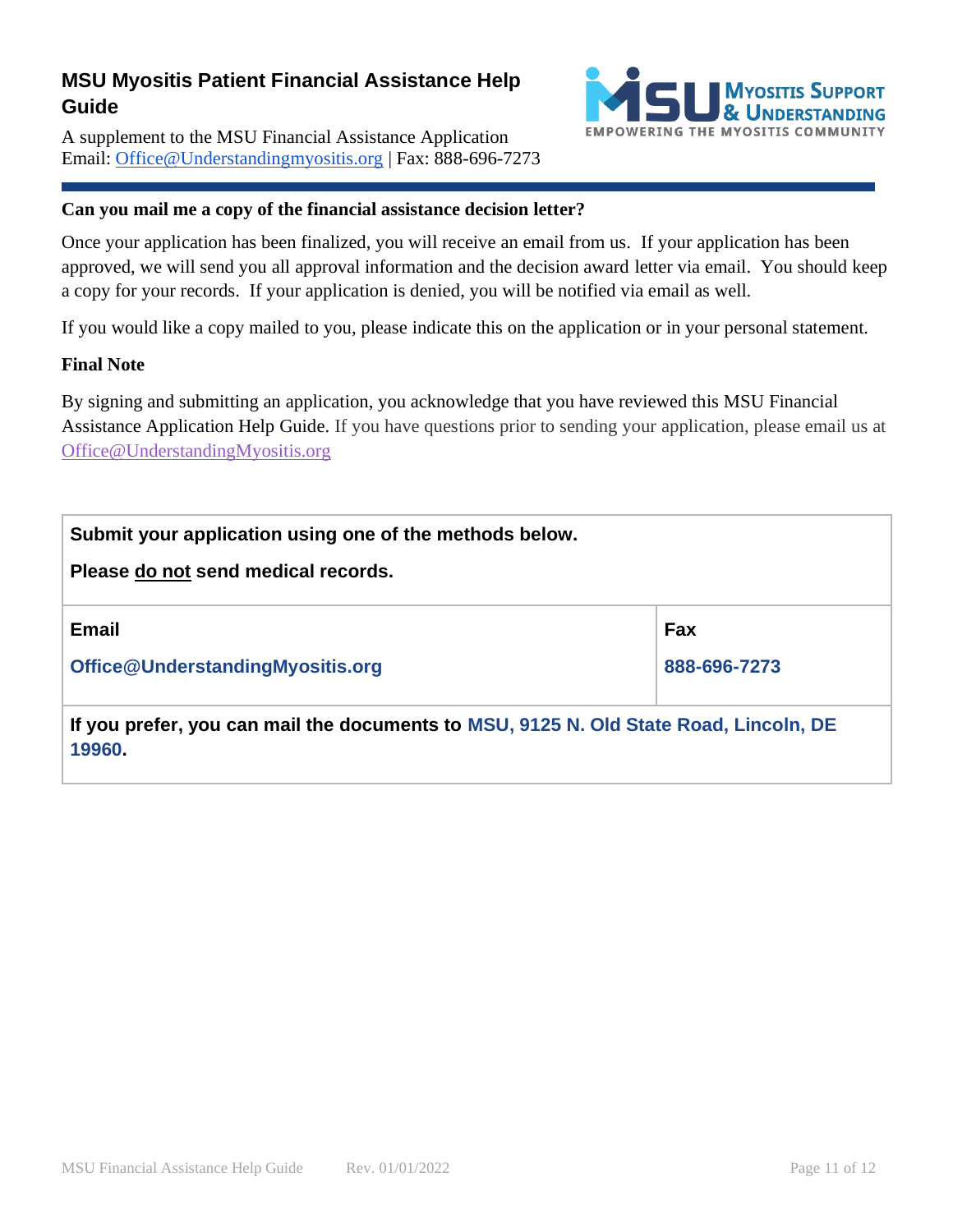## MSU Myositis Patient Financial Assistance Help Guide

A supplement to the MSU Financial Assistance Application
Email: Office@Understandingmyositis.org | Fax: 888-696-7273

**Can you mail me a copy of the financial assistance decision letter?**

Once your application has been finalized, you will receive an email from us. If your application has been approved, we will send you all approval information and the decision award letter via email. You should keep a copy for your records. If your application is denied, you will be notified via email as well.

If you would like a copy mailed to you, please indicate this on the application or in your personal statement.

**Final Note**

By signing and submitting an application, you acknowledge that you have reviewed this MSU Financial Assistance Application Help Guide. If you have questions prior to sending your application, please email us at Office@UnderstandingMyositis.org

| **Submit your application using one of the methods below.**<br><br>**Please do not send medical records.** | |
|---|---|
| **Email**<br><br>**Office@UnderstandingMyositis.org** | **Fax**<br><br>**888-696-7273** |
| **If you prefer, you can mail the documents to MSU, 9125 N. Old State Road, Lincoln, DE 19960.** | |